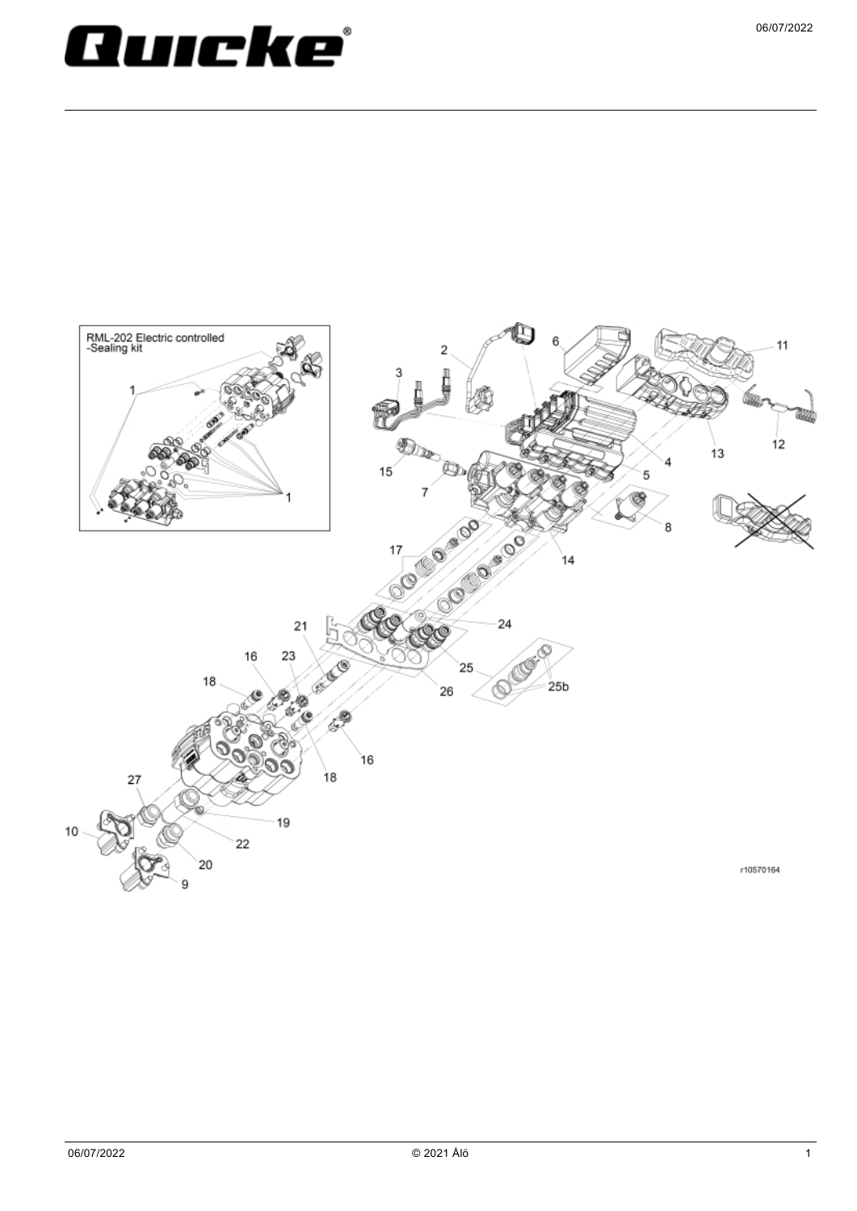RML-202 Electric controlled
-Sealing kit

r10570164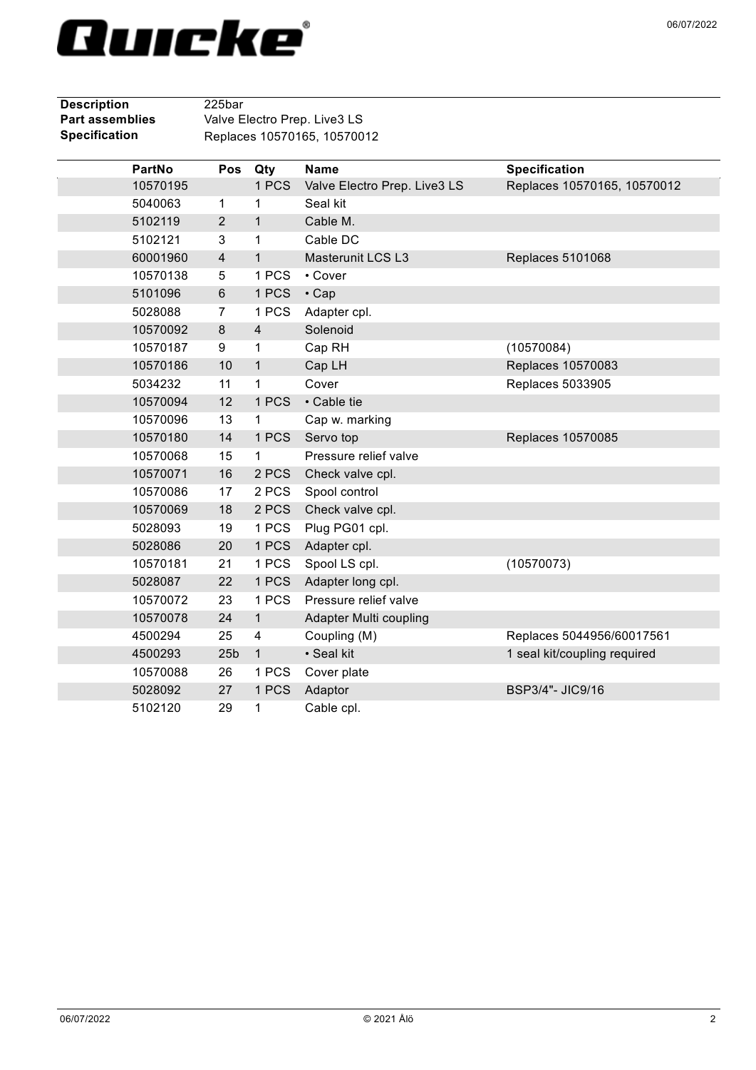| | |
|---|---|
| **Description** | 225bar |
| **Part assemblies** | Valve Electro Prep. Live3 LS |
| **Specification** | Replaces 10570165, 10570012 |

| PartNo | Pos | Qty | Name | Specification |
|---|---|---|---|---|
| 10570195 | | 1 PCS | Valve Electro Prep. Live3 LS | Replaces 10570165, 10570012 |
| 5040063 | 1 | 1 | Seal kit | |
| 5102119 | 2 | 1 | Cable M. | |
| 5102121 | 3 | 1 | Cable DC | |
| 60001960 | 4 | 1 | Masterunit LCS L3 | Replaces 5101068 |
| 10570138 | 5 | 1 PCS | • Cover | |
| 5101096 | 6 | 1 PCS | • Cap | |
| 5028088 | 7 | 1 PCS | Adapter cpl. | |
| 10570092 | 8 | 4 | Solenoid | |
| 10570187 | 9 | 1 | Cap RH | (10570084) |
| 10570186 | 10 | 1 | Cap LH | Replaces 10570083 |
| 5034232 | 11 | 1 | Cover | Replaces 5033905 |
| 10570094 | 12 | 1 PCS | • Cable tie | |
| 10570096 | 13 | 1 | Cap w. marking | |
| 10570180 | 14 | 1 PCS | Servo top | Replaces 10570085 |
| 10570068 | 15 | 1 | Pressure relief valve | |
| 10570071 | 16 | 2 PCS | Check valve cpl. | |
| 10570086 | 17 | 2 PCS | Spool control | |
| 10570069 | 18 | 2 PCS | Check valve cpl. | |
| 5028093 | 19 | 1 PCS | Plug PG01 cpl. | |
| 5028086 | 20 | 1 PCS | Adapter cpl. | |
| 10570181 | 21 | 1 PCS | Spool LS cpl. | (10570073) |
| 5028087 | 22 | 1 PCS | Adapter long cpl. | |
| 10570072 | 23 | 1 PCS | Pressure relief valve | |
| 10570078 | 24 | 1 | Adapter Multi coupling | |
| 4500294 | 25 | 4 | Coupling (M) | Replaces 5044956/60017561 |
| 4500293 | 25b | 1 | • Seal kit | 1 seal kit/coupling required |
| 10570088 | 26 | 1 PCS | Cover plate | |
| 5028092 | 27 | 1 PCS | Adaptor | BSP3/4"- JIC9/16 |
| 5102120 | 29 | 1 | Cable cpl. | |